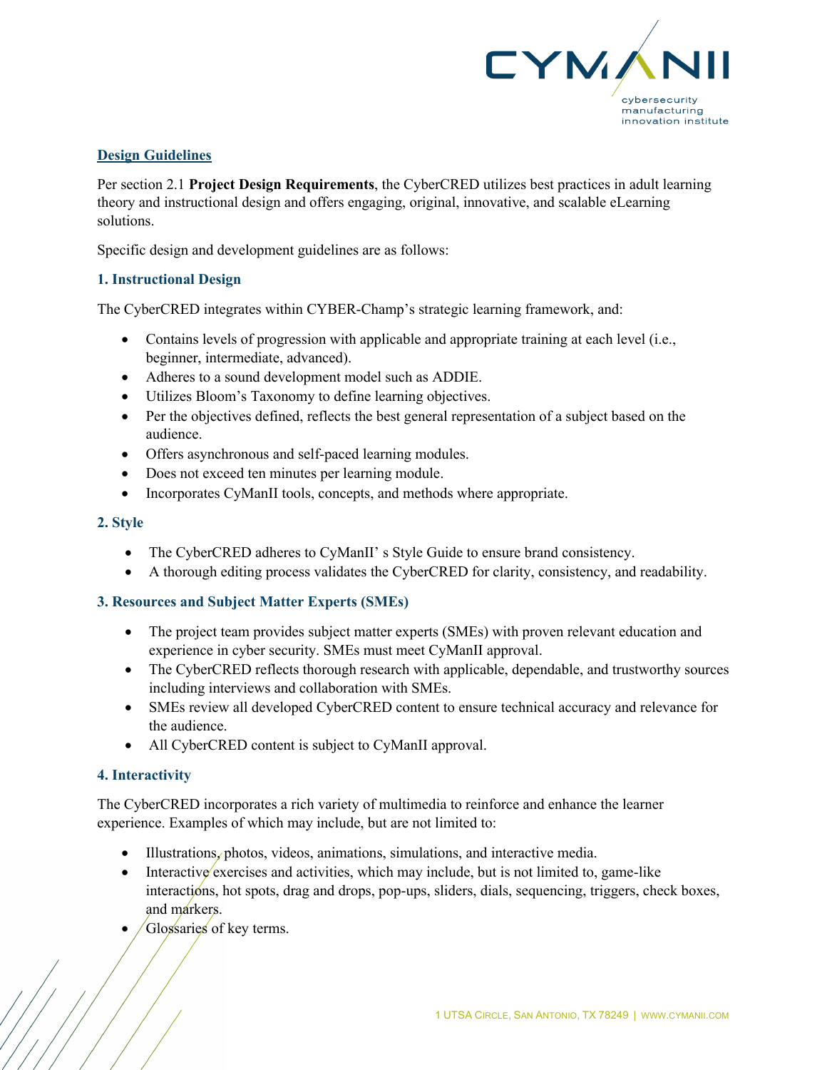## Design Guidelines

Per section 2.1 **Project Design Requirements**, the CyberCRED utilizes best practices in adult learning theory and instructional design and offers engaging, original, innovative, and scalable eLearning solutions.

Specific design and development guidelines are as follows:

### 1. Instructional Design

The CyberCRED integrates within CYBER-Champ's strategic learning framework, and:

- Contains levels of progression with applicable and appropriate training at each level (i.e., beginner, intermediate, advanced).
- Adheres to a sound development model such as ADDIE.
- Utilizes Bloom's Taxonomy to define learning objectives.
- Per the objectives defined, reflects the best general representation of a subject based on the audience.
- Offers asynchronous and self-paced learning modules.
- Does not exceed ten minutes per learning module.
- Incorporates CyManII tools, concepts, and methods where appropriate.

### 2. Style

- The CyberCRED adheres to CyManII' s Style Guide to ensure brand consistency.
- A thorough editing process validates the CyberCRED for clarity, consistency, and readability.

### 3. Resources and Subject Matter Experts (SMEs)

- The project team provides subject matter experts (SMEs) with proven relevant education and experience in cyber security. SMEs must meet CyManII approval.
- The CyberCRED reflects thorough research with applicable, dependable, and trustworthy sources including interviews and collaboration with SMEs.
- SMEs review all developed CyberCRED content to ensure technical accuracy and relevance for the audience.
- All CyberCRED content is subject to CyManII approval.

### 4. Interactivity

The CyberCRED incorporates a rich variety of multimedia to reinforce and enhance the learner experience. Examples of which may include, but are not limited to:

- Illustrations, photos, videos, animations, simulations, and interactive media.
- Interactive exercises and activities, which may include, but is not limited to, game-like interactions, hot spots, drag and drops, pop-ups, sliders, dials, sequencing, triggers, check boxes, and markers.
- Glossaries of key terms.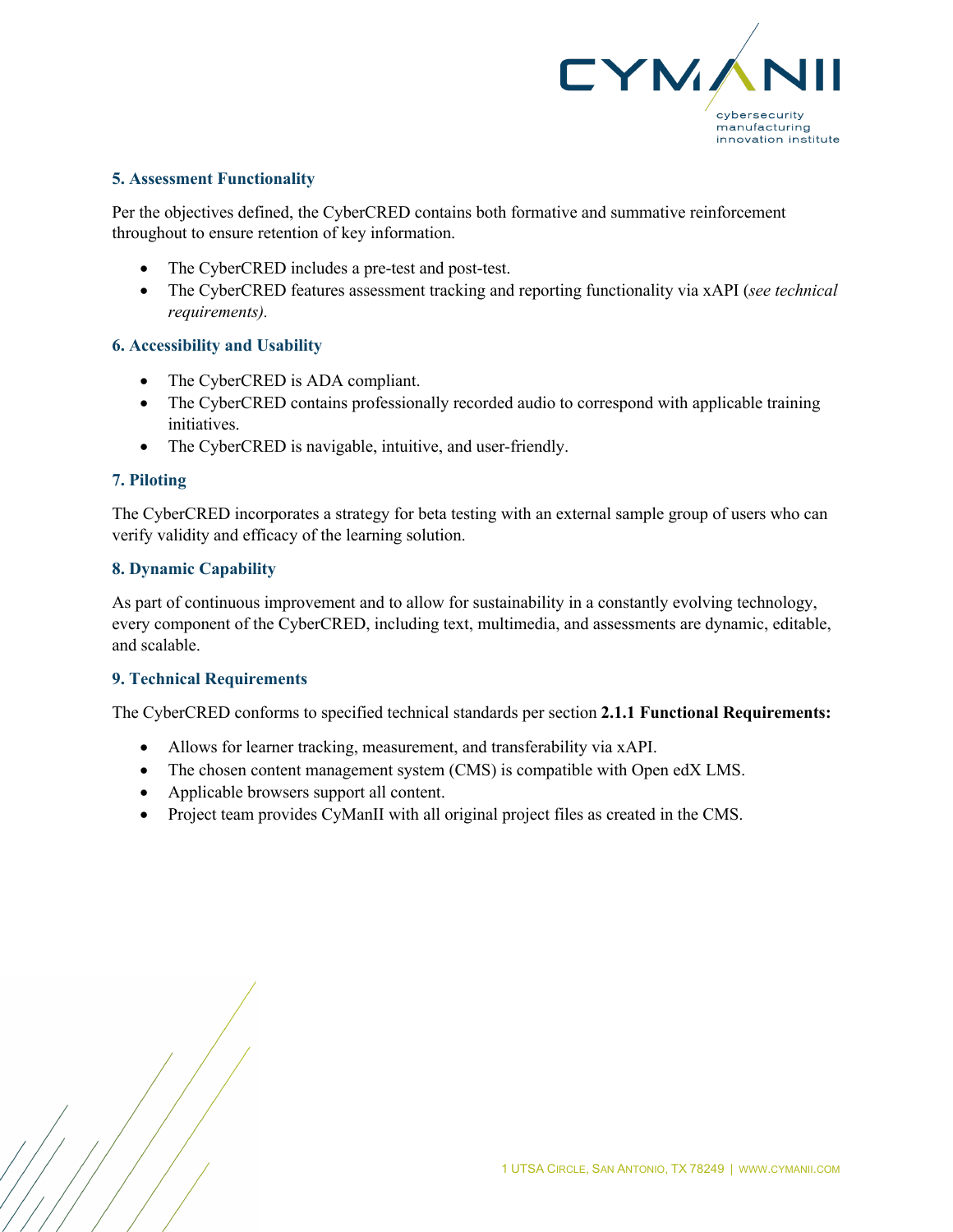### 5. Assessment Functionality

Per the objectives defined, the CyberCRED contains both formative and summative reinforcement throughout to ensure retention of key information.

- The CyberCRED includes a pre-test and post-test.
- The CyberCRED features assessment tracking and reporting functionality via xAPI (*see technical requirements).*

### 6. Accessibility and Usability

- The CyberCRED is ADA compliant.
- The CyberCRED contains professionally recorded audio to correspond with applicable training initiatives.
- The CyberCRED is navigable, intuitive, and user-friendly.

### 7. Piloting

The CyberCRED incorporates a strategy for beta testing with an external sample group of users who can verify validity and efficacy of the learning solution.

### 8. Dynamic Capability

As part of continuous improvement and to allow for sustainability in a constantly evolving technology, every component of the CyberCRED, including text, multimedia, and assessments are dynamic, editable, and scalable.

### 9. Technical Requirements

The CyberCRED conforms to specified technical standards per section **2.1.1 Functional Requirements:**

- Allows for learner tracking, measurement, and transferability via xAPI.
- The chosen content management system (CMS) is compatible with Open edX LMS.
- Applicable browsers support all content.
- Project team provides CyManII with all original project files as created in the CMS.